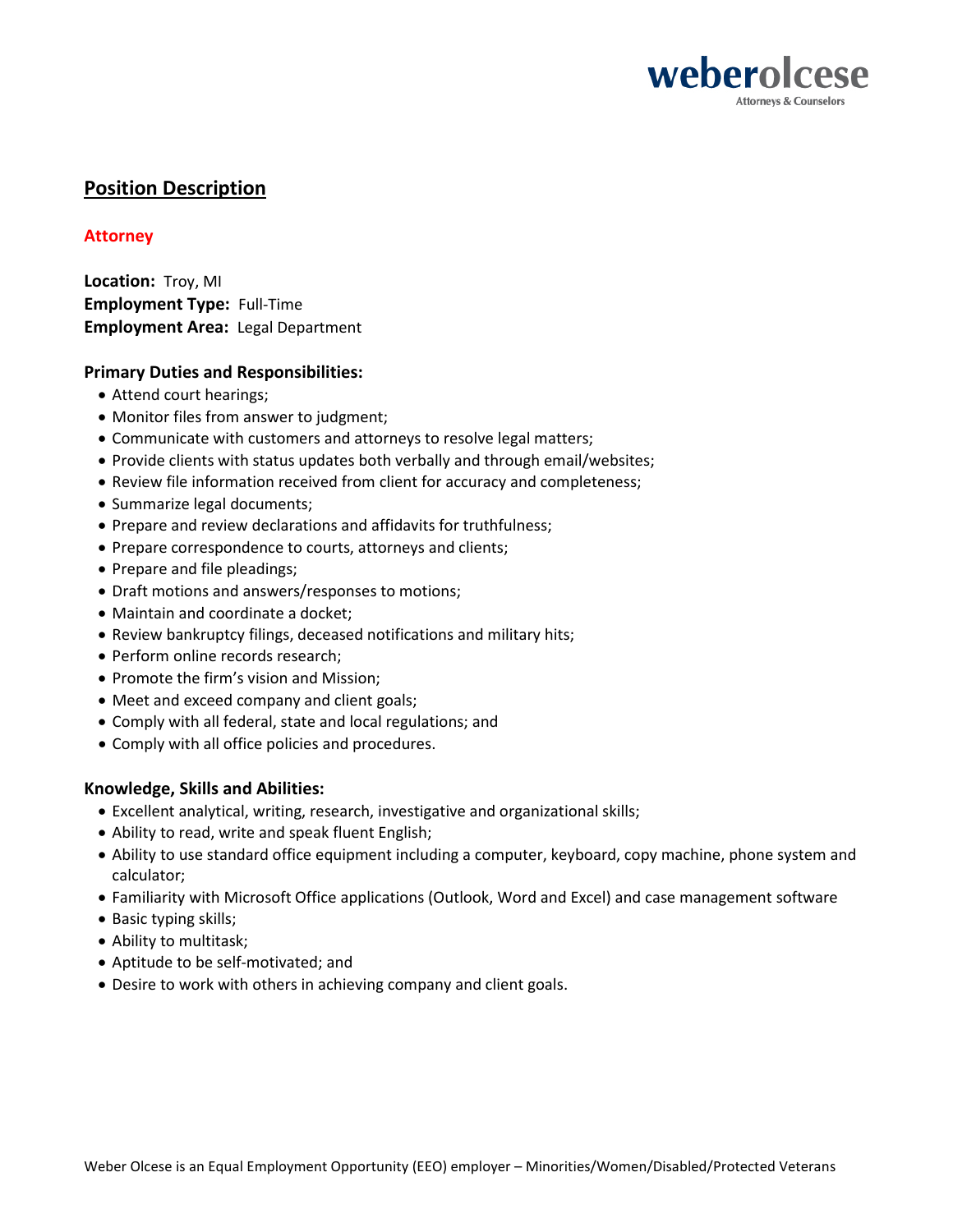weberolcese
Attorneys & Counselors

## Position Description

### Attorney

**Location:** Troy, MI
**Employment Type:** Full-Time
**Employment Area:** Legal Department

**Primary Duties and Responsibilities:**

- Attend court hearings;
- Monitor files from answer to judgment;
- Communicate with customers and attorneys to resolve legal matters;
- Provide clients with status updates both verbally and through email/websites;
- Review file information received from client for accuracy and completeness;
- Summarize legal documents;
- Prepare and review declarations and affidavits for truthfulness;
- Prepare correspondence to courts, attorneys and clients;
- Prepare and file pleadings;
- Draft motions and answers/responses to motions;
- Maintain and coordinate a docket;
- Review bankruptcy filings, deceased notifications and military hits;
- Perform online records research;
- Promote the firm's vision and Mission;
- Meet and exceed company and client goals;
- Comply with all federal, state and local regulations; and
- Comply with all office policies and procedures.

**Knowledge, Skills and Abilities:**

- Excellent analytical, writing, research, investigative and organizational skills;
- Ability to read, write and speak fluent English;
- Ability to use standard office equipment including a computer, keyboard, copy machine, phone system and calculator;
- Familiarity with Microsoft Office applications (Outlook, Word and Excel) and case management software
- Basic typing skills;
- Ability to multitask;
- Aptitude to be self-motivated; and
- Desire to work with others in achieving company and client goals.

Weber Olcese is an Equal Employment Opportunity (EEO) employer – Minorities/Women/Disabled/Protected Veterans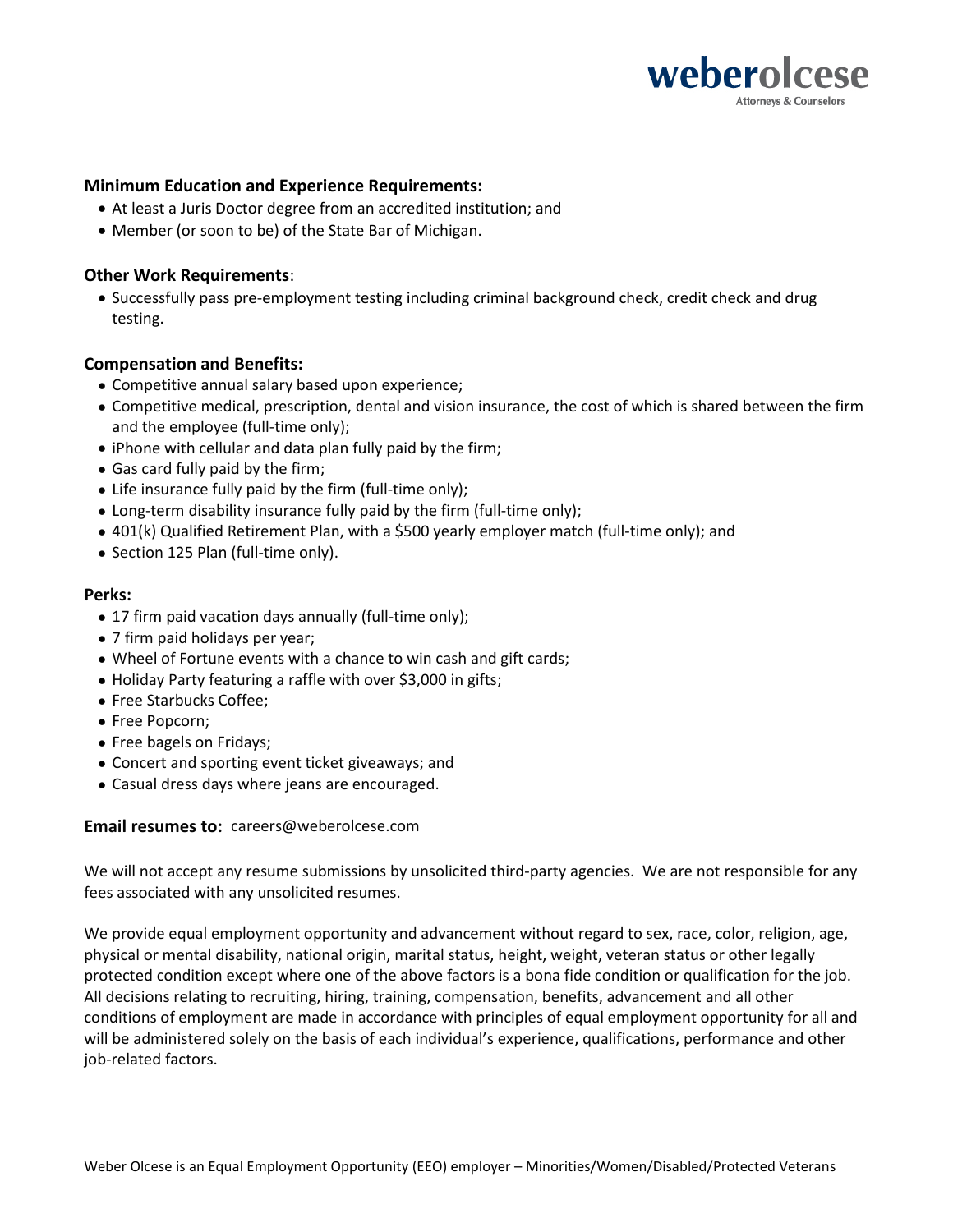### Minimum Education and Experience Requirements:

- At least a Juris Doctor degree from an accredited institution; and
- Member (or soon to be) of the State Bar of Michigan.

### Other Work Requirements:

- Successfully pass pre-employment testing including criminal background check, credit check and drug testing.

### Compensation and Benefits:

- Competitive annual salary based upon experience;
- Competitive medical, prescription, dental and vision insurance, the cost of which is shared between the firm and the employee (full-time only);
- iPhone with cellular and data plan fully paid by the firm;
- Gas card fully paid by the firm;
- Life insurance fully paid by the firm (full-time only);
- Long-term disability insurance fully paid by the firm (full-time only);
- 401(k) Qualified Retirement Plan, with a $500 yearly employer match (full-time only); and
- Section 125 Plan (full-time only).

### Perks:

- 17 firm paid vacation days annually (full-time only);
- 7 firm paid holidays per year;
- Wheel of Fortune events with a chance to win cash and gift cards;
- Holiday Party featuring a raffle with over $3,000 in gifts;
- Free Starbucks Coffee;
- Free Popcorn;
- Free bagels on Fridays;
- Concert and sporting event ticket giveaways; and
- Casual dress days where jeans are encouraged.

**Email resumes to:** careers@weberolcese.com

We will not accept any resume submissions by unsolicited third-party agencies. We are not responsible for any fees associated with any unsolicited resumes.

We provide equal employment opportunity and advancement without regard to sex, race, color, religion, age, physical or mental disability, national origin, marital status, height, weight, veteran status or other legally protected condition except where one of the above factors is a bona fide condition or qualification for the job. All decisions relating to recruiting, hiring, training, compensation, benefits, advancement and all other conditions of employment are made in accordance with principles of equal employment opportunity for all and will be administered solely on the basis of each individual's experience, qualifications, performance and other job-related factors.

Weber Olcese is an Equal Employment Opportunity (EEO) employer – Minorities/Women/Disabled/Protected Veterans